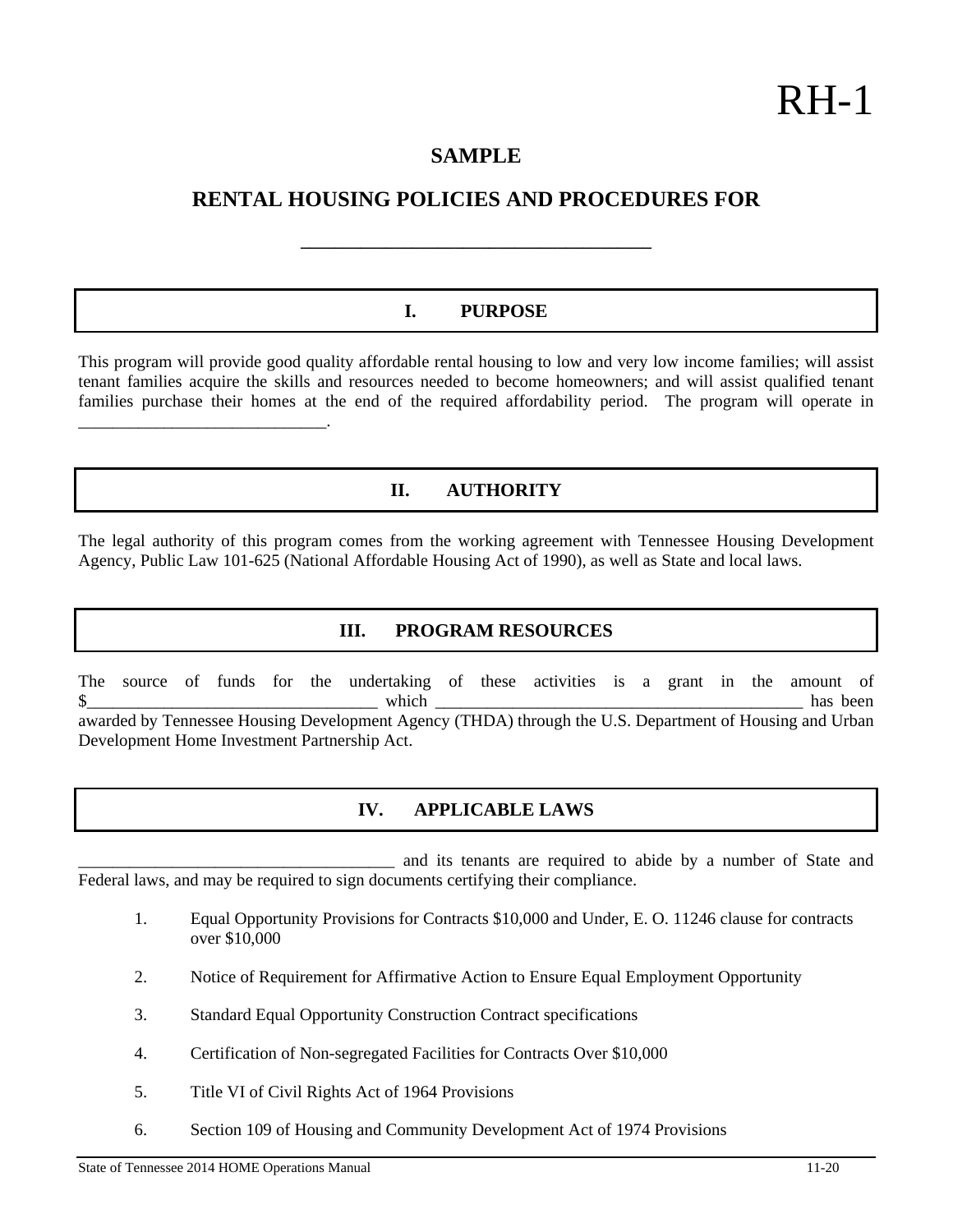RH-1

# SAMPLE

## RENTAL HOUSING POLICIES AND PROCEDURES FOR

____________________________________

## I. PURPOSE

This program will provide good quality affordable rental housing to low and very low income families; will assist tenant families acquire the skills and resources needed to become homeowners; and will assist qualified tenant families purchase their homes at the end of the required affordability period. The program will operate in ____________________________.

## II. AUTHORITY

The legal authority of this program comes from the working agreement with Tennessee Housing Development Agency, Public Law 101-625 (National Affordable Housing Act of 1990), as well as State and local laws.

## III. PROGRAM RESOURCES

The source of funds for the undertaking of these activities is a grant in the amount of $__________________________________ which ____________________________________________ has been awarded by Tennessee Housing Development Agency (THDA) through the U.S. Department of Housing and Urban Development Home Investment Partnership Act.

## IV. APPLICABLE LAWS

_____________________________________ and its tenants are required to abide by a number of State and Federal laws, and may be required to sign documents certifying their compliance.

1. Equal Opportunity Provisions for Contracts $10,000 and Under, E. O. 11246 clause for contracts over $10,000
2. Notice of Requirement for Affirmative Action to Ensure Equal Employment Opportunity
3. Standard Equal Opportunity Construction Contract specifications
4. Certification of Non-segregated Facilities for Contracts Over $10,000
5. Title VI of Civil Rights Act of 1964 Provisions
6. Section 109 of Housing and Community Development Act of 1974 Provisions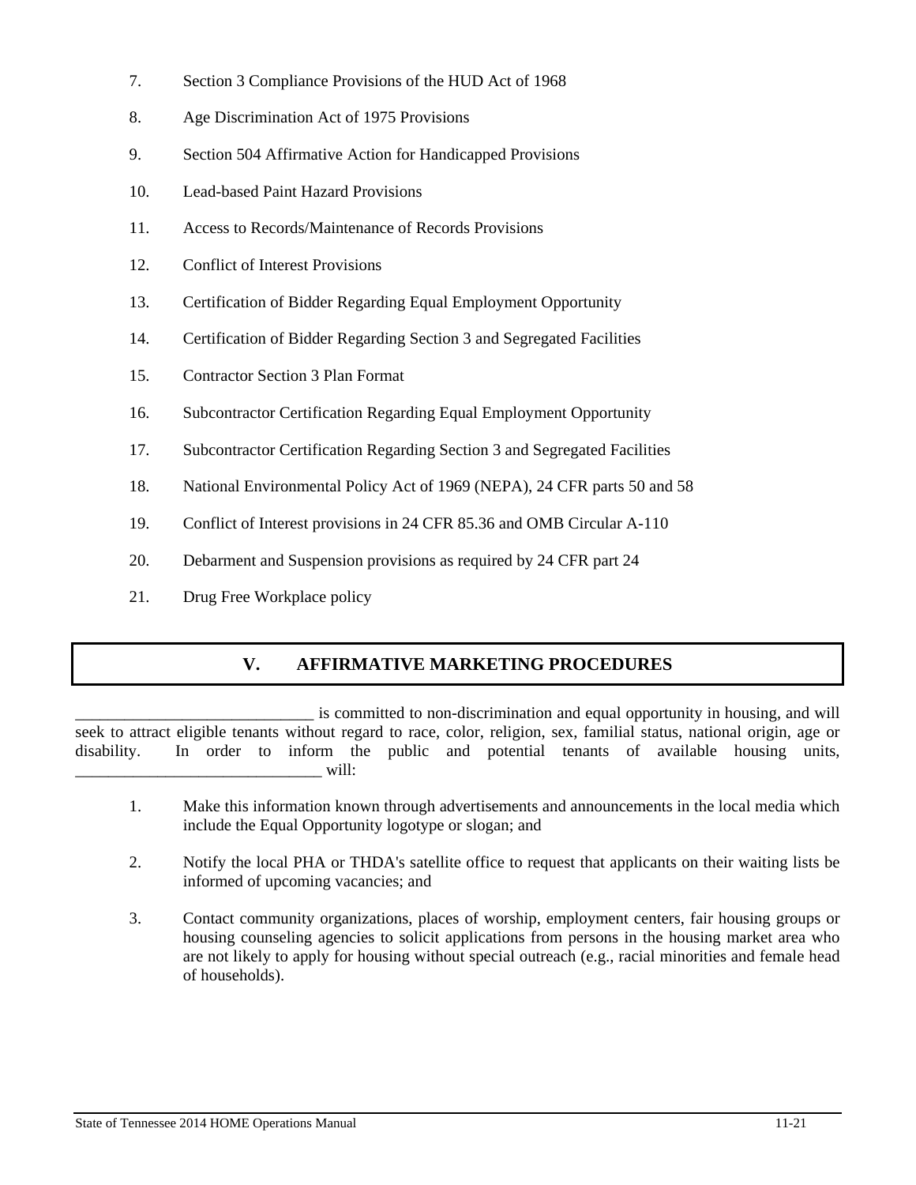7. Section 3 Compliance Provisions of the HUD Act of 1968

8. Age Discrimination Act of 1975 Provisions

9. Section 504 Affirmative Action for Handicapped Provisions

10. Lead-based Paint Hazard Provisions

11. Access to Records/Maintenance of Records Provisions

12. Conflict of Interest Provisions

13. Certification of Bidder Regarding Equal Employment Opportunity

14. Certification of Bidder Regarding Section 3 and Segregated Facilities

15. Contractor Section 3 Plan Format

16. Subcontractor Certification Regarding Equal Employment Opportunity

17. Subcontractor Certification Regarding Section 3 and Segregated Facilities

18. National Environmental Policy Act of 1969 (NEPA), 24 CFR parts 50 and 58

19. Conflict of Interest provisions in 24 CFR 85.36 and OMB Circular A-110

20. Debarment and Suspension provisions as required by 24 CFR part 24

21. Drug Free Workplace policy

## V. AFFIRMATIVE MARKETING PROCEDURES

_____________________________ is committed to non-discrimination and equal opportunity in housing, and will seek to attract eligible tenants without regard to race, color, religion, sex, familial status, national origin, age or disability. In order to inform the public and potential tenants of available housing units, ______________________________ will:

1. Make this information known through advertisements and announcements in the local media which include the Equal Opportunity logotype or slogan; and

2. Notify the local PHA or THDA's satellite office to request that applicants on their waiting lists be informed of upcoming vacancies; and

3. Contact community organizations, places of worship, employment centers, fair housing groups or housing counseling agencies to solicit applications from persons in the housing market area who are not likely to apply for housing without special outreach (e.g., racial minorities and female head of households).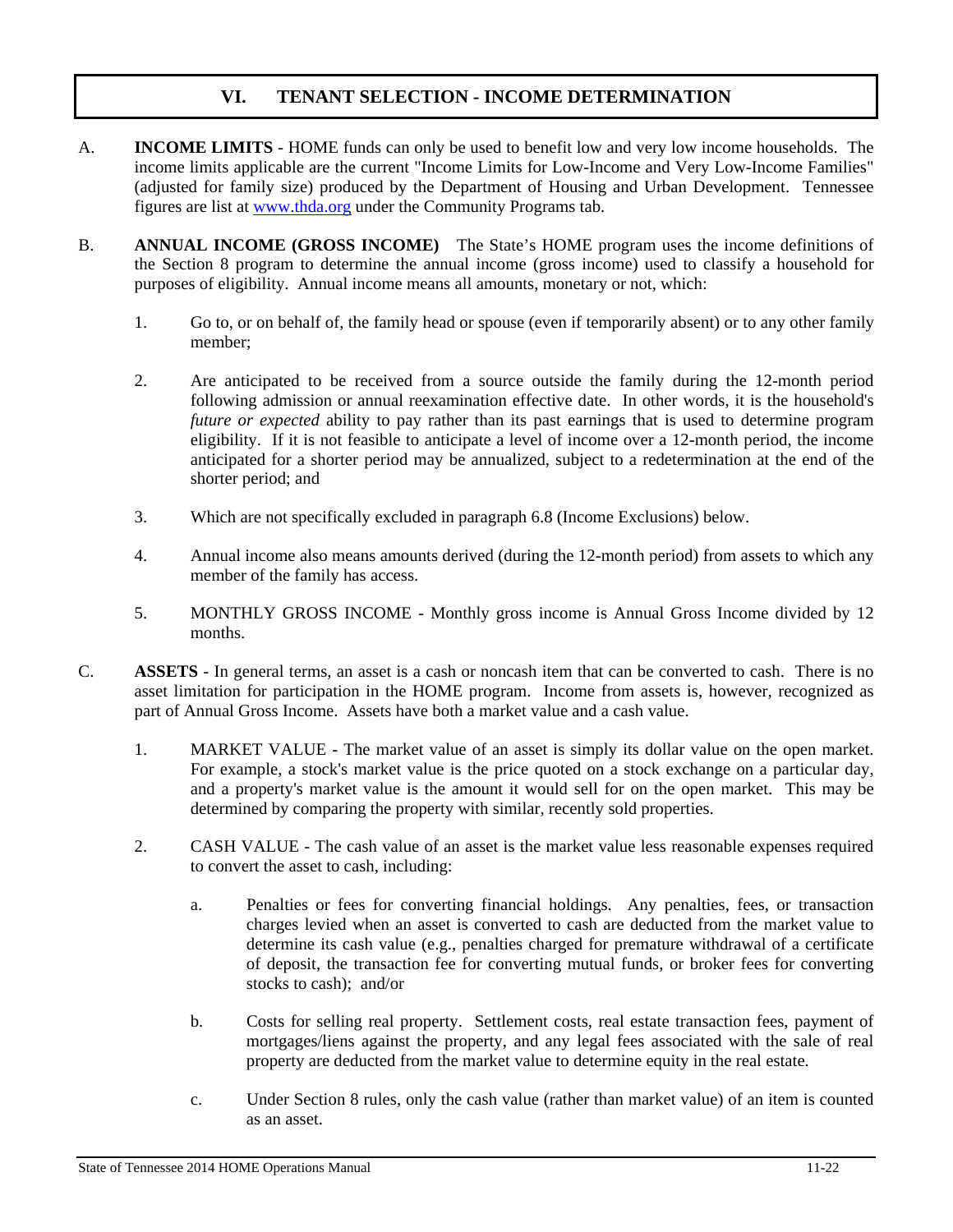## VI. TENANT SELECTION - INCOME DETERMINATION

A. **INCOME LIMITS** - HOME funds can only be used to benefit low and very low income households. The income limits applicable are the current "Income Limits for Low-Income and Very Low-Income Families" (adjusted for family size) produced by the Department of Housing and Urban Development. Tennessee figures are list at [www.thda.org](http://www.thda.org) under the Community Programs tab.

B. **ANNUAL INCOME (GROSS INCOME)** The State's HOME program uses the income definitions of the Section 8 program to determine the annual income (gross income) used to classify a household for purposes of eligibility. Annual income means all amounts, monetary or not, which:

1. Go to, or on behalf of, the family head or spouse (even if temporarily absent) or to any other family member;

2. Are anticipated to be received from a source outside the family during the 12-month period following admission or annual reexamination effective date. In other words, it is the household's *future or expected* ability to pay rather than its past earnings that is used to determine program eligibility. If it is not feasible to anticipate a level of income over a 12-month period, the income anticipated for a shorter period may be annualized, subject to a redetermination at the end of the shorter period; and

3. Which are not specifically excluded in paragraph 6.8 (Income Exclusions) below.

4. Annual income also means amounts derived (during the 12-month period) from assets to which any member of the family has access.

5. MONTHLY GROSS INCOME - Monthly gross income is Annual Gross Income divided by 12 months.

C. **ASSETS** - In general terms, an asset is a cash or noncash item that can be converted to cash. There is no asset limitation for participation in the HOME program. Income from assets is, however, recognized as part of Annual Gross Income. Assets have both a market value and a cash value.

1. MARKET VALUE - The market value of an asset is simply its dollar value on the open market. For example, a stock's market value is the price quoted on a stock exchange on a particular day, and a property's market value is the amount it would sell for on the open market. This may be determined by comparing the property with similar, recently sold properties.

2. CASH VALUE - The cash value of an asset is the market value less reasonable expenses required to convert the asset to cash, including:

   a. Penalties or fees for converting financial holdings. Any penalties, fees, or transaction charges levied when an asset is converted to cash are deducted from the market value to determine its cash value (e.g., penalties charged for premature withdrawal of a certificate of deposit, the transaction fee for converting mutual funds, or broker fees for converting stocks to cash); and/or

   b. Costs for selling real property. Settlement costs, real estate transaction fees, payment of mortgages/liens against the property, and any legal fees associated with the sale of real property are deducted from the market value to determine equity in the real estate.

   c. Under Section 8 rules, only the cash value (rather than market value) of an item is counted as an asset.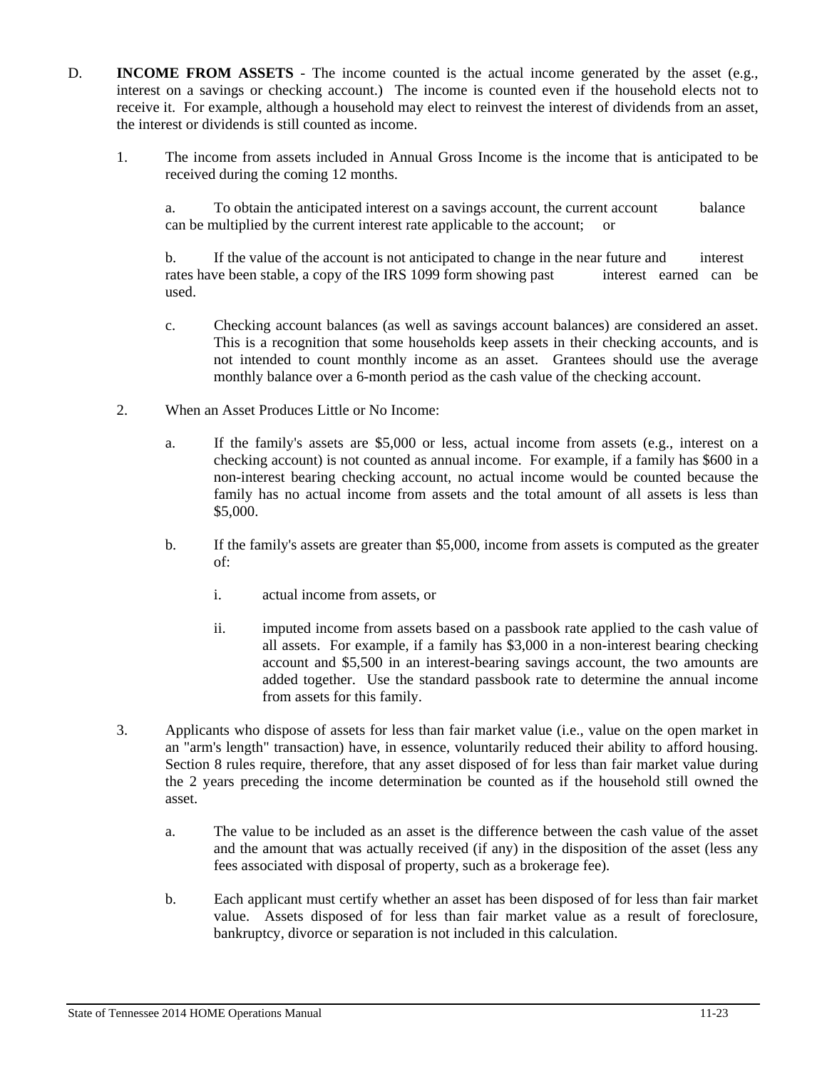D. **INCOME FROM ASSETS** - The income counted is the actual income generated by the asset (e.g., interest on a savings or checking account.) The income is counted even if the household elects not to receive it. For example, although a household may elect to reinvest the interest of dividends from an asset, the interest or dividends is still counted as income.

1. The income from assets included in Annual Gross Income is the income that is anticipated to be received during the coming 12 months.

   a. To obtain the anticipated interest on a savings account, the current account balance can be multiplied by the current interest rate applicable to the account; or

   b. If the value of the account is not anticipated to change in the near future and interest rates have been stable, a copy of the IRS 1099 form showing past interest earned can be used.

   c. Checking account balances (as well as savings account balances) are considered an asset. This is a recognition that some households keep assets in their checking accounts, and is not intended to count monthly income as an asset. Grantees should use the average monthly balance over a 6-month period as the cash value of the checking account.

2. When an Asset Produces Little or No Income:

   a. If the family's assets are $5,000 or less, actual income from assets (e.g., interest on a checking account) is not counted as annual income. For example, if a family has $600 in a non-interest bearing checking account, no actual income would be counted because the family has no actual income from assets and the total amount of all assets is less than $5,000.

   b. If the family's assets are greater than $5,000, income from assets is computed as the greater of:

      i. actual income from assets, or

      ii. imputed income from assets based on a passbook rate applied to the cash value of all assets. For example, if a family has $3,000 in a non-interest bearing checking account and $5,500 in an interest-bearing savings account, the two amounts are added together. Use the standard passbook rate to determine the annual income from assets for this family.

3. Applicants who dispose of assets for less than fair market value (i.e., value on the open market in an "arm's length" transaction) have, in essence, voluntarily reduced their ability to afford housing. Section 8 rules require, therefore, that any asset disposed of for less than fair market value during the 2 years preceding the income determination be counted as if the household still owned the asset.

   a. The value to be included as an asset is the difference between the cash value of the asset and the amount that was actually received (if any) in the disposition of the asset (less any fees associated with disposal of property, such as a brokerage fee).

   b. Each applicant must certify whether an asset has been disposed of for less than fair market value. Assets disposed of for less than fair market value as a result of foreclosure, bankruptcy, divorce or separation is not included in this calculation.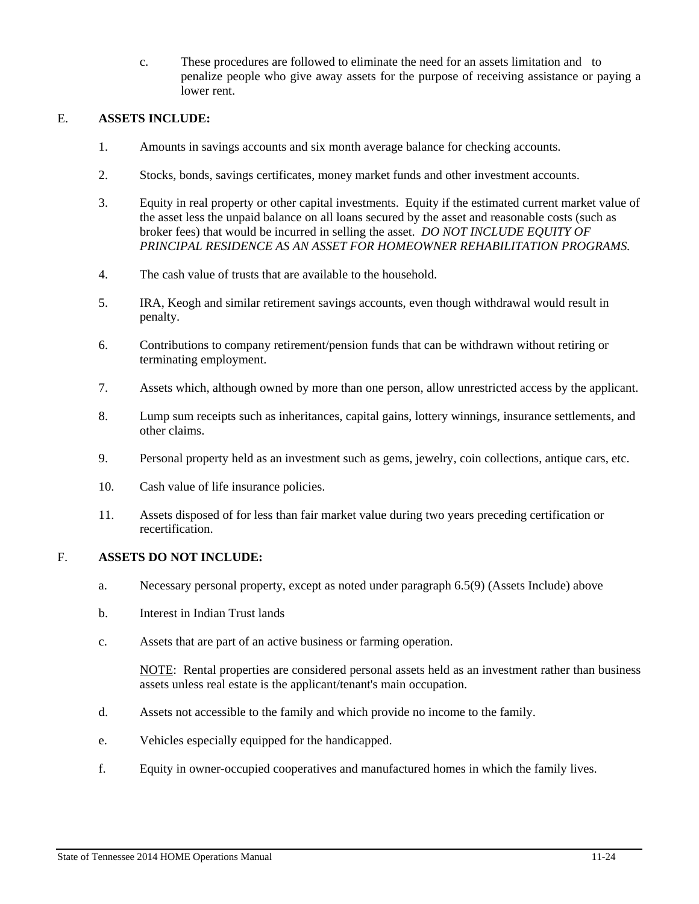c. These procedures are followed to eliminate the need for an assets limitation and to penalize people who give away assets for the purpose of receiving assistance or paying a lower rent.

E. **ASSETS INCLUDE:**

1. Amounts in savings accounts and six month average balance for checking accounts.

2. Stocks, bonds, savings certificates, money market funds and other investment accounts.

3. Equity in real property or other capital investments. Equity if the estimated current market value of the asset less the unpaid balance on all loans secured by the asset and reasonable costs (such as broker fees) that would be incurred in selling the asset. *DO NOT INCLUDE EQUITY OF PRINCIPAL RESIDENCE AS AN ASSET FOR HOMEOWNER REHABILITATION PROGRAMS.*

4. The cash value of trusts that are available to the household.

5. IRA, Keogh and similar retirement savings accounts, even though withdrawal would result in penalty.

6. Contributions to company retirement/pension funds that can be withdrawn without retiring or terminating employment.

7. Assets which, although owned by more than one person, allow unrestricted access by the applicant.

8. Lump sum receipts such as inheritances, capital gains, lottery winnings, insurance settlements, and other claims.

9. Personal property held as an investment such as gems, jewelry, coin collections, antique cars, etc.

10. Cash value of life insurance policies.

11. Assets disposed of for less than fair market value during two years preceding certification or recertification.

F. **ASSETS DO NOT INCLUDE:**

a. Necessary personal property, except as noted under paragraph 6.5(9) (Assets Include) above

b. Interest in Indian Trust lands

c. Assets that are part of an active business or farming operation.

   NOTE: Rental properties are considered personal assets held as an investment rather than business assets unless real estate is the applicant/tenant's main occupation.

d. Assets not accessible to the family and which provide no income to the family.

e. Vehicles especially equipped for the handicapped.

f. Equity in owner-occupied cooperatives and manufactured homes in which the family lives.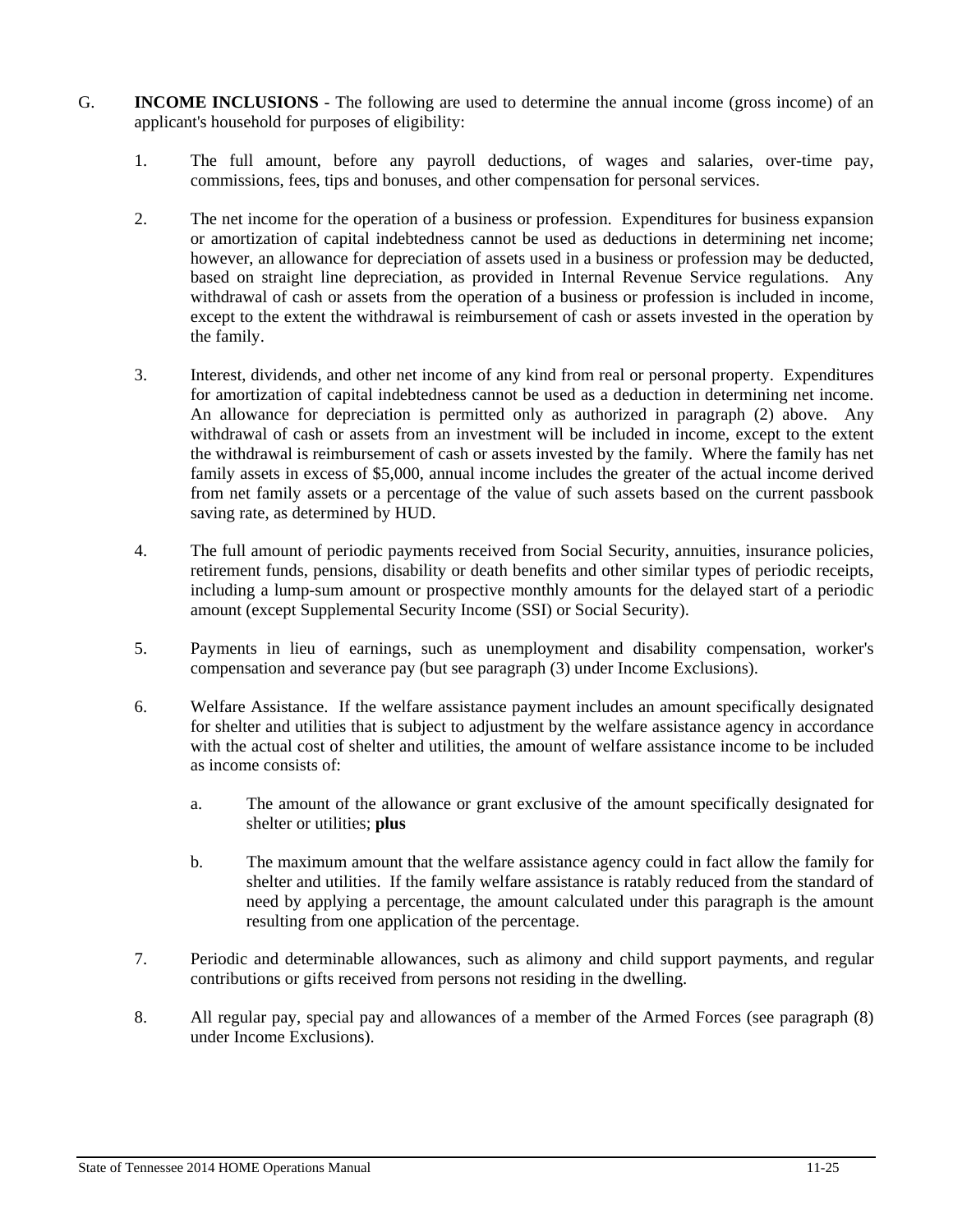G. **INCOME INCLUSIONS** - The following are used to determine the annual income (gross income) of an applicant's household for purposes of eligibility:

1. The full amount, before any payroll deductions, of wages and salaries, over-time pay, commissions, fees, tips and bonuses, and other compensation for personal services.

2. The net income for the operation of a business or profession. Expenditures for business expansion or amortization of capital indebtedness cannot be used as deductions in determining net income; however, an allowance for depreciation of assets used in a business or profession may be deducted, based on straight line depreciation, as provided in Internal Revenue Service regulations. Any withdrawal of cash or assets from the operation of a business or profession is included in income, except to the extent the withdrawal is reimbursement of cash or assets invested in the operation by the family.

3. Interest, dividends, and other net income of any kind from real or personal property. Expenditures for amortization of capital indebtedness cannot be used as a deduction in determining net income. An allowance for depreciation is permitted only as authorized in paragraph (2) above. Any withdrawal of cash or assets from an investment will be included in income, except to the extent the withdrawal is reimbursement of cash or assets invested by the family. Where the family has net family assets in excess of $5,000, annual income includes the greater of the actual income derived from net family assets or a percentage of the value of such assets based on the current passbook saving rate, as determined by HUD.

4. The full amount of periodic payments received from Social Security, annuities, insurance policies, retirement funds, pensions, disability or death benefits and other similar types of periodic receipts, including a lump-sum amount or prospective monthly amounts for the delayed start of a periodic amount (except Supplemental Security Income (SSI) or Social Security).

5. Payments in lieu of earnings, such as unemployment and disability compensation, worker's compensation and severance pay (but see paragraph (3) under Income Exclusions).

6. Welfare Assistance. If the welfare assistance payment includes an amount specifically designated for shelter and utilities that is subject to adjustment by the welfare assistance agency in accordance with the actual cost of shelter and utilities, the amount of welfare assistance income to be included as income consists of:

   a. The amount of the allowance or grant exclusive of the amount specifically designated for shelter or utilities; **plus**

   b. The maximum amount that the welfare assistance agency could in fact allow the family for shelter and utilities. If the family welfare assistance is ratably reduced from the standard of need by applying a percentage, the amount calculated under this paragraph is the amount resulting from one application of the percentage.

7. Periodic and determinable allowances, such as alimony and child support payments, and regular contributions or gifts received from persons not residing in the dwelling.

8. All regular pay, special pay and allowances of a member of the Armed Forces (see paragraph (8) under Income Exclusions).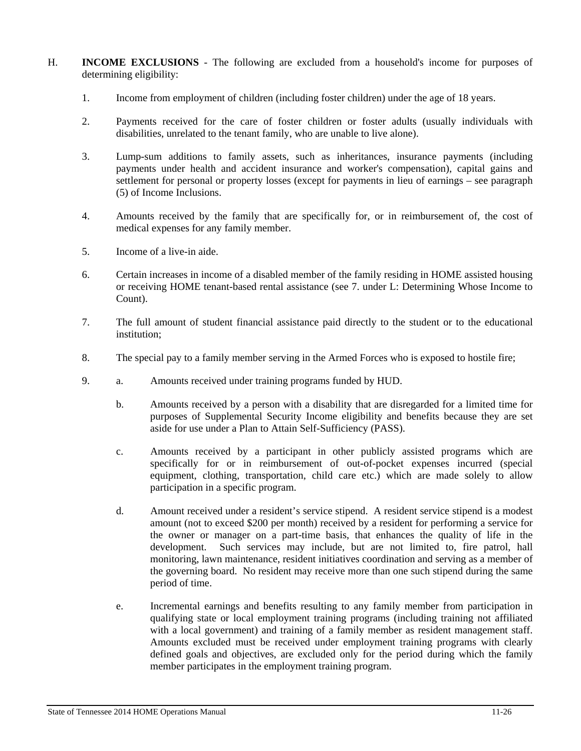H. **INCOME EXCLUSIONS** - The following are excluded from a household's income for purposes of determining eligibility:

1. Income from employment of children (including foster children) under the age of 18 years.

2. Payments received for the care of foster children or foster adults (usually individuals with disabilities, unrelated to the tenant family, who are unable to live alone).

3. Lump-sum additions to family assets, such as inheritances, insurance payments (including payments under health and accident insurance and worker's compensation), capital gains and settlement for personal or property losses (except for payments in lieu of earnings – see paragraph (5) of Income Inclusions.

4. Amounts received by the family that are specifically for, or in reimbursement of, the cost of medical expenses for any family member.

5. Income of a live-in aide.

6. Certain increases in income of a disabled member of the family residing in HOME assisted housing or receiving HOME tenant-based rental assistance (see 7. under L: Determining Whose Income to Count).

7. The full amount of student financial assistance paid directly to the student or to the educational institution;

8. The special pay to a family member serving in the Armed Forces who is exposed to hostile fire;

9. a. Amounts received under training programs funded by HUD.

   b. Amounts received by a person with a disability that are disregarded for a limited time for purposes of Supplemental Security Income eligibility and benefits because they are set aside for use under a Plan to Attain Self-Sufficiency (PASS).

   c. Amounts received by a participant in other publicly assisted programs which are specifically for or in reimbursement of out-of-pocket expenses incurred (special equipment, clothing, transportation, child care etc.) which are made solely to allow participation in a specific program.

   d. Amount received under a resident's service stipend. A resident service stipend is a modest amount (not to exceed $200 per month) received by a resident for performing a service for the owner or manager on a part-time basis, that enhances the quality of life in the development. Such services may include, but are not limited to, fire patrol, hall monitoring, lawn maintenance, resident initiatives coordination and serving as a member of the governing board. No resident may receive more than one such stipend during the same period of time.

   e. Incremental earnings and benefits resulting to any family member from participation in qualifying state or local employment training programs (including training not affiliated with a local government) and training of a family member as resident management staff. Amounts excluded must be received under employment training programs with clearly defined goals and objectives, are excluded only for the period during which the family member participates in the employment training program.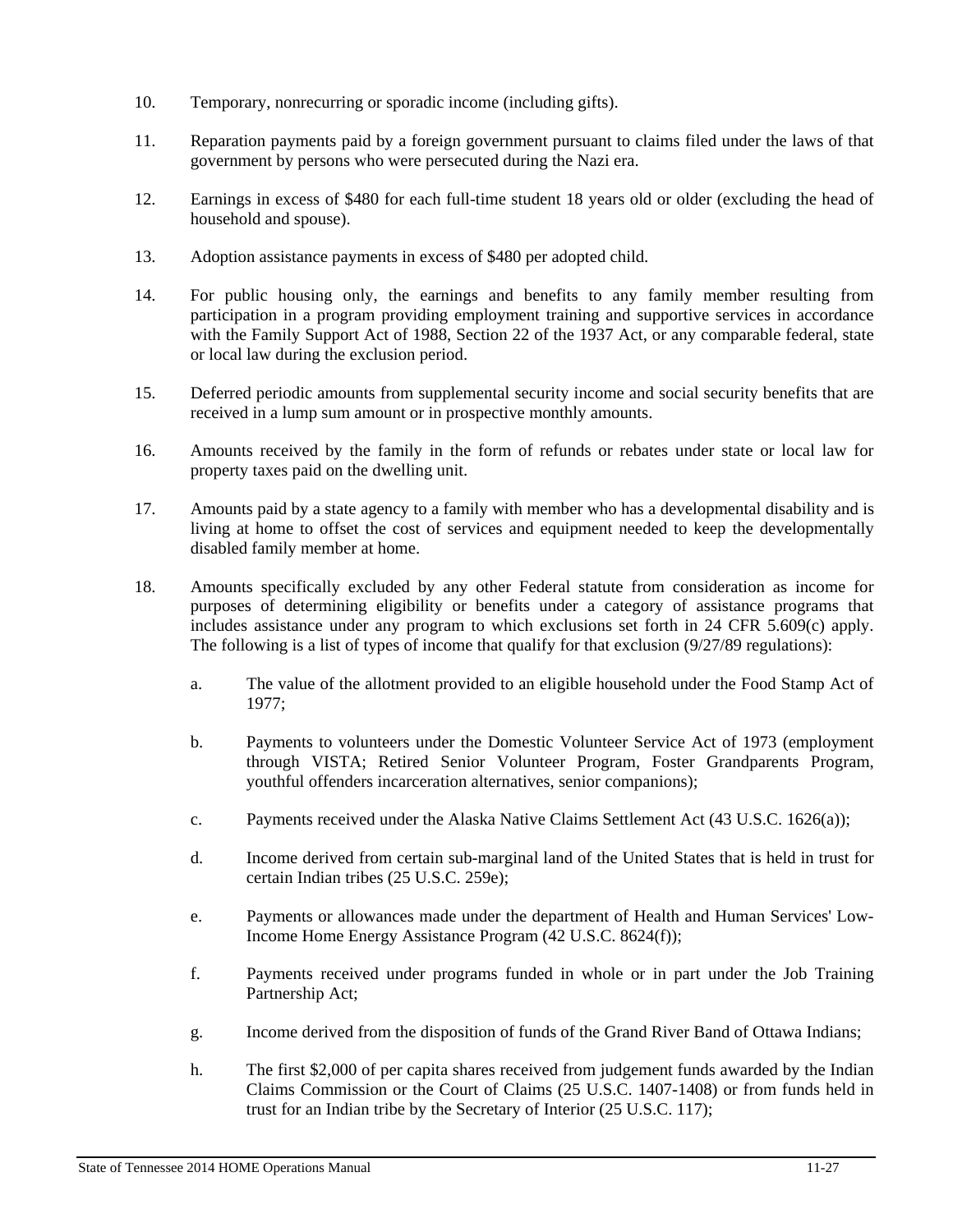10. Temporary, nonrecurring or sporadic income (including gifts).

11. Reparation payments paid by a foreign government pursuant to claims filed under the laws of that government by persons who were persecuted during the Nazi era.

12. Earnings in excess of $480 for each full-time student 18 years old or older (excluding the head of household and spouse).

13. Adoption assistance payments in excess of $480 per adopted child.

14. For public housing only, the earnings and benefits to any family member resulting from participation in a program providing employment training and supportive services in accordance with the Family Support Act of 1988, Section 22 of the 1937 Act, or any comparable federal, state or local law during the exclusion period.

15. Deferred periodic amounts from supplemental security income and social security benefits that are received in a lump sum amount or in prospective monthly amounts.

16. Amounts received by the family in the form of refunds or rebates under state or local law for property taxes paid on the dwelling unit.

17. Amounts paid by a state agency to a family with member who has a developmental disability and is living at home to offset the cost of services and equipment needed to keep the developmentally disabled family member at home.

18. Amounts specifically excluded by any other Federal statute from consideration as income for purposes of determining eligibility or benefits under a category of assistance programs that includes assistance under any program to which exclusions set forth in 24 CFR 5.609(c) apply. The following is a list of types of income that qualify for that exclusion (9/27/89 regulations):

    a. The value of the allotment provided to an eligible household under the Food Stamp Act of 1977;

    b. Payments to volunteers under the Domestic Volunteer Service Act of 1973 (employment through VISTA; Retired Senior Volunteer Program, Foster Grandparents Program, youthful offenders incarceration alternatives, senior companions);

    c. Payments received under the Alaska Native Claims Settlement Act (43 U.S.C. 1626(a));

    d. Income derived from certain sub-marginal land of the United States that is held in trust for certain Indian tribes (25 U.S.C. 259e);

    e. Payments or allowances made under the department of Health and Human Services' Low-Income Home Energy Assistance Program (42 U.S.C. 8624(f));

    f. Payments received under programs funded in whole or in part under the Job Training Partnership Act;

    g. Income derived from the disposition of funds of the Grand River Band of Ottawa Indians;

    h. The first $2,000 of per capita shares received from judgement funds awarded by the Indian Claims Commission or the Court of Claims (25 U.S.C. 1407-1408) or from funds held in trust for an Indian tribe by the Secretary of Interior (25 U.S.C. 117);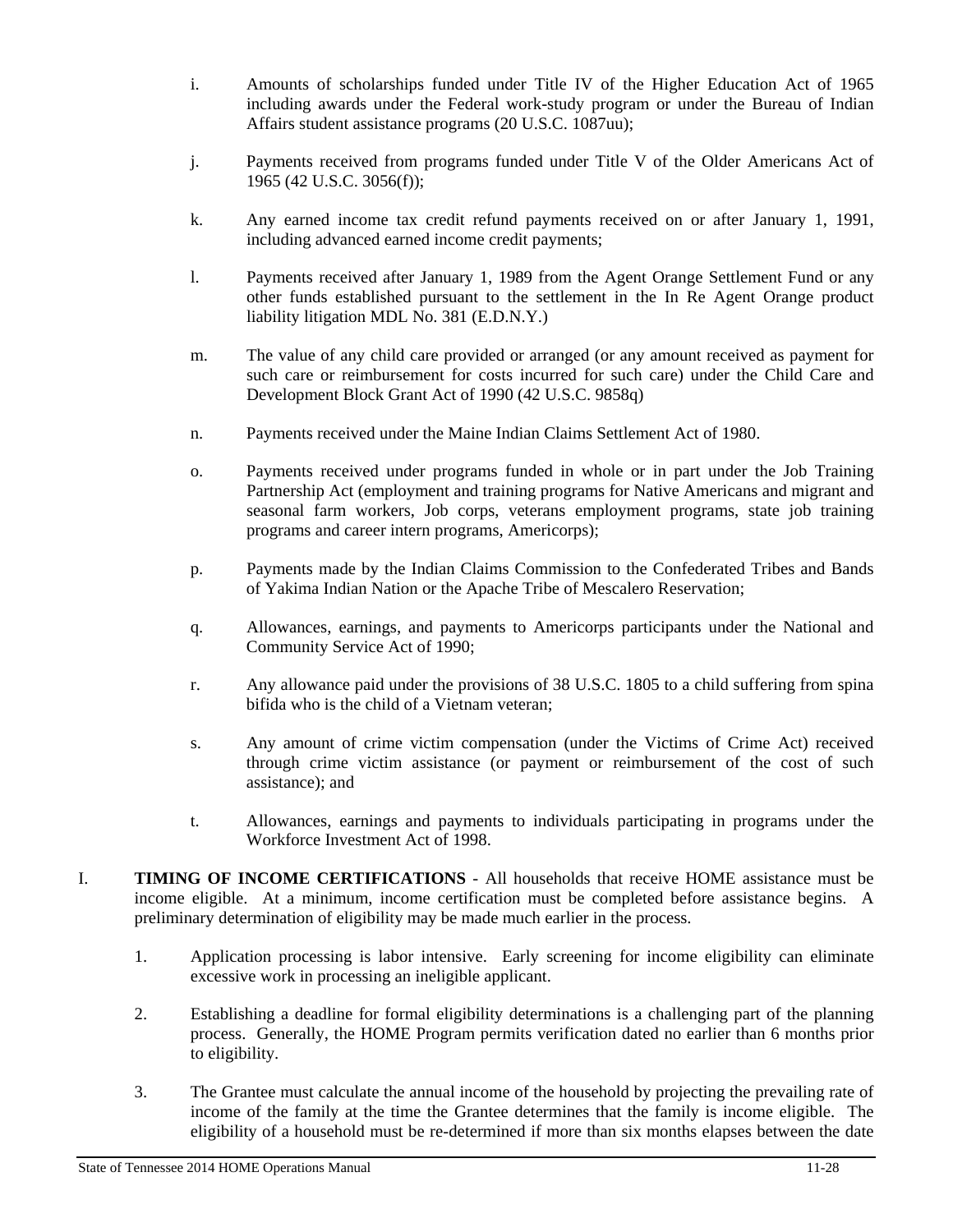i. Amounts of scholarships funded under Title IV of the Higher Education Act of 1965 including awards under the Federal work-study program or under the Bureau of Indian Affairs student assistance programs (20 U.S.C. 1087uu);

j. Payments received from programs funded under Title V of the Older Americans Act of 1965 (42 U.S.C. 3056(f));

k. Any earned income tax credit refund payments received on or after January 1, 1991, including advanced earned income credit payments;

l. Payments received after January 1, 1989 from the Agent Orange Settlement Fund or any other funds established pursuant to the settlement in the In Re Agent Orange product liability litigation MDL No. 381 (E.D.N.Y.)

m. The value of any child care provided or arranged (or any amount received as payment for such care or reimbursement for costs incurred for such care) under the Child Care and Development Block Grant Act of 1990 (42 U.S.C. 9858q)

n. Payments received under the Maine Indian Claims Settlement Act of 1980.

o. Payments received under programs funded in whole or in part under the Job Training Partnership Act (employment and training programs for Native Americans and migrant and seasonal farm workers, Job corps, veterans employment programs, state job training programs and career intern programs, Americorps);

p. Payments made by the Indian Claims Commission to the Confederated Tribes and Bands of Yakima Indian Nation or the Apache Tribe of Mescalero Reservation;

q. Allowances, earnings, and payments to Americorps participants under the National and Community Service Act of 1990;

r. Any allowance paid under the provisions of 38 U.S.C. 1805 to a child suffering from spina bifida who is the child of a Vietnam veteran;

s. Any amount of crime victim compensation (under the Victims of Crime Act) received through crime victim assistance (or payment or reimbursement of the cost of such assistance); and

t. Allowances, earnings and payments to individuals participating in programs under the Workforce Investment Act of 1998.

I. **TIMING OF INCOME CERTIFICATIONS** - All households that receive HOME assistance must be income eligible. At a minimum, income certification must be completed before assistance begins. A preliminary determination of eligibility may be made much earlier in the process.

1. Application processing is labor intensive. Early screening for income eligibility can eliminate excessive work in processing an ineligible applicant.

2. Establishing a deadline for formal eligibility determinations is a challenging part of the planning process. Generally, the HOME Program permits verification dated no earlier than 6 months prior to eligibility.

3. The Grantee must calculate the annual income of the household by projecting the prevailing rate of income of the family at the time the Grantee determines that the family is income eligible. The eligibility of a household must be re-determined if more than six months elapses between the date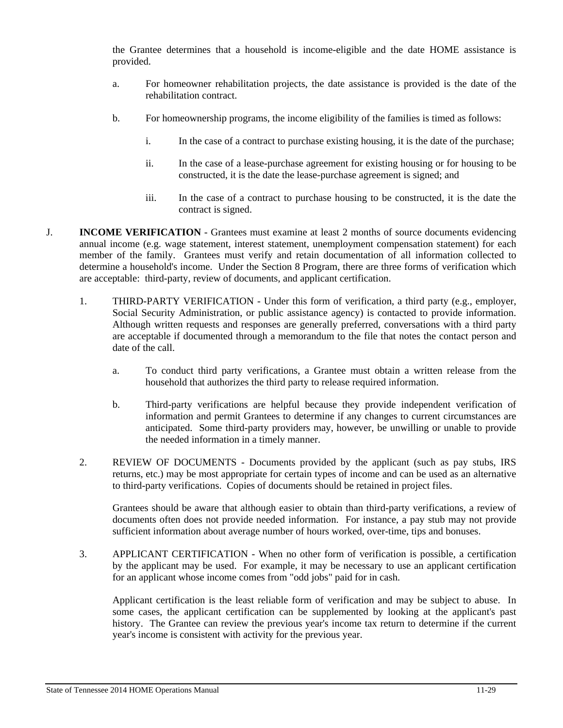the Grantee determines that a household is income-eligible and the date HOME assistance is provided.

a. For homeowner rehabilitation projects, the date assistance is provided is the date of the rehabilitation contract.

b. For homeownership programs, the income eligibility of the families is timed as follows:

   i. In the case of a contract to purchase existing housing, it is the date of the purchase;

   ii. In the case of a lease-purchase agreement for existing housing or for housing to be constructed, it is the date the lease-purchase agreement is signed; and

   iii. In the case of a contract to purchase housing to be constructed, it is the date the contract is signed.

J. **INCOME VERIFICATION** - Grantees must examine at least 2 months of source documents evidencing annual income (e.g. wage statement, interest statement, unemployment compensation statement) for each member of the family. Grantees must verify and retain documentation of all information collected to determine a household's income. Under the Section 8 Program, there are three forms of verification which are acceptable: third-party, review of documents, and applicant certification.

1. THIRD-PARTY VERIFICATION - Under this form of verification, a third party (e.g., employer, Social Security Administration, or public assistance agency) is contacted to provide information. Although written requests and responses are generally preferred, conversations with a third party are acceptable if documented through a memorandum to the file that notes the contact person and date of the call.

   a. To conduct third party verifications, a Grantee must obtain a written release from the household that authorizes the third party to release required information.

   b. Third-party verifications are helpful because they provide independent verification of information and permit Grantees to determine if any changes to current circumstances are anticipated. Some third-party providers may, however, be unwilling or unable to provide the needed information in a timely manner.

2. REVIEW OF DOCUMENTS - Documents provided by the applicant (such as pay stubs, IRS returns, etc.) may be most appropriate for certain types of income and can be used as an alternative to third-party verifications. Copies of documents should be retained in project files.

   Grantees should be aware that although easier to obtain than third-party verifications, a review of documents often does not provide needed information. For instance, a pay stub may not provide sufficient information about average number of hours worked, over-time, tips and bonuses.

3. APPLICANT CERTIFICATION - When no other form of verification is possible, a certification by the applicant may be used. For example, it may be necessary to use an applicant certification for an applicant whose income comes from "odd jobs" paid for in cash.

   Applicant certification is the least reliable form of verification and may be subject to abuse. In some cases, the applicant certification can be supplemented by looking at the applicant's past history. The Grantee can review the previous year's income tax return to determine if the current year's income is consistent with activity for the previous year.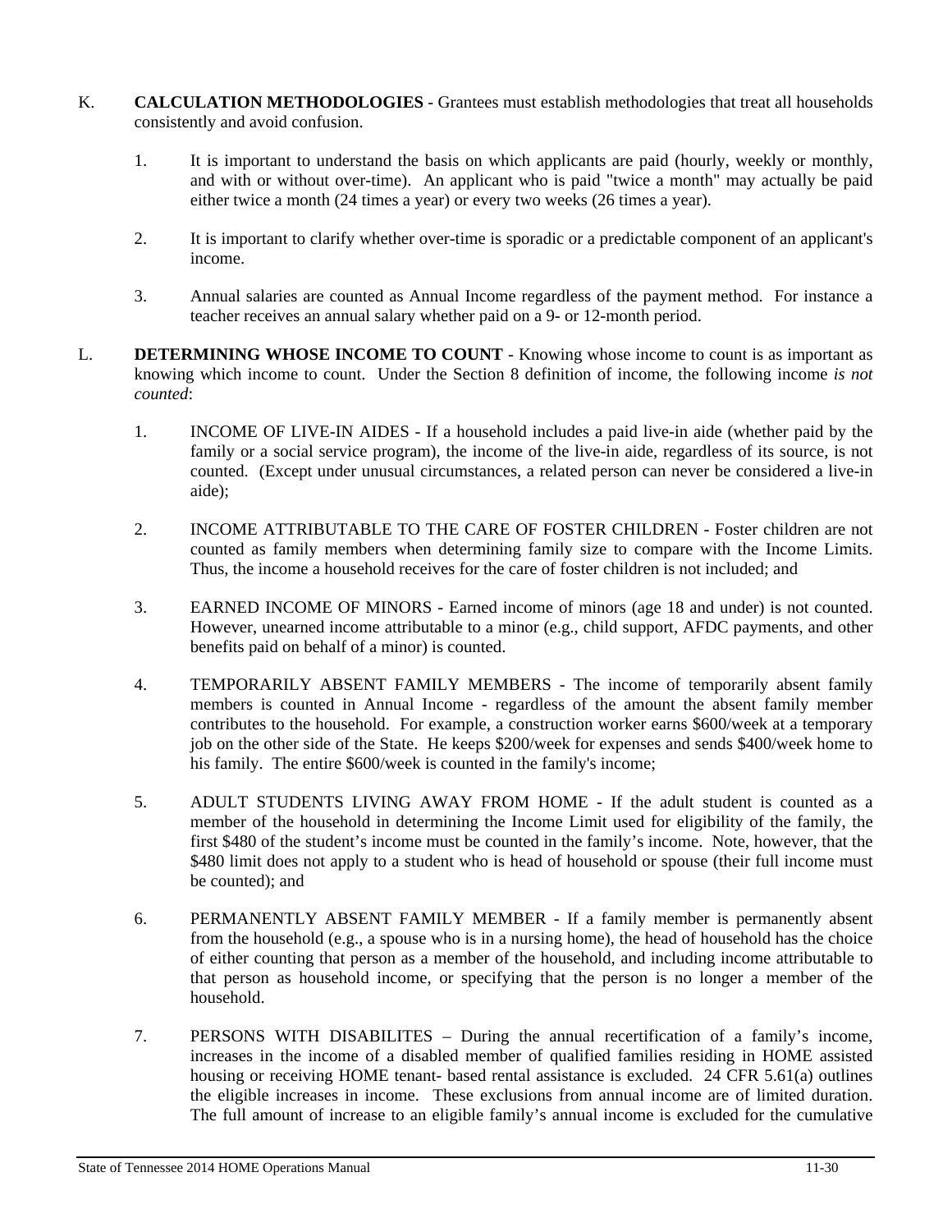K. **CALCULATION METHODOLOGIES** - Grantees must establish methodologies that treat all households consistently and avoid confusion.

1. It is important to understand the basis on which applicants are paid (hourly, weekly or monthly, and with or without over-time). An applicant who is paid "twice a month" may actually be paid either twice a month (24 times a year) or every two weeks (26 times a year).

2. It is important to clarify whether over-time is sporadic or a predictable component of an applicant's income.

3. Annual salaries are counted as Annual Income regardless of the payment method. For instance a teacher receives an annual salary whether paid on a 9- or 12-month period.

L. **DETERMINING WHOSE INCOME TO COUNT** - Knowing whose income to count is as important as knowing which income to count. Under the Section 8 definition of income, the following income *is not counted*:

1. INCOME OF LIVE-IN AIDES - If a household includes a paid live-in aide (whether paid by the family or a social service program), the income of the live-in aide, regardless of its source, is not counted. (Except under unusual circumstances, a related person can never be considered a live-in aide);

2. INCOME ATTRIBUTABLE TO THE CARE OF FOSTER CHILDREN - Foster children are not counted as family members when determining family size to compare with the Income Limits. Thus, the income a household receives for the care of foster children is not included; and

3. EARNED INCOME OF MINORS - Earned income of minors (age 18 and under) is not counted. However, unearned income attributable to a minor (e.g., child support, AFDC payments, and other benefits paid on behalf of a minor) is counted.

4. TEMPORARILY ABSENT FAMILY MEMBERS - The income of temporarily absent family members is counted in Annual Income - regardless of the amount the absent family member contributes to the household. For example, a construction worker earns $600/week at a temporary job on the other side of the State. He keeps $200/week for expenses and sends $400/week home to his family. The entire $600/week is counted in the family's income;

5. ADULT STUDENTS LIVING AWAY FROM HOME - If the adult student is counted as a member of the household in determining the Income Limit used for eligibility of the family, the first $480 of the student's income must be counted in the family's income. Note, however, that the $480 limit does not apply to a student who is head of household or spouse (their full income must be counted); and

6. PERMANENTLY ABSENT FAMILY MEMBER - If a family member is permanently absent from the household (e.g., a spouse who is in a nursing home), the head of household has the choice of either counting that person as a member of the household, and including income attributable to that person as household income, or specifying that the person is no longer a member of the household.

7. PERSONS WITH DISABILITES – During the annual recertification of a family's income, increases in the income of a disabled member of qualified families residing in HOME assisted housing or receiving HOME tenant- based rental assistance is excluded. 24 CFR 5.61(a) outlines the eligible increases in income. These exclusions from annual income are of limited duration. The full amount of increase to an eligible family's annual income is excluded for the cumulative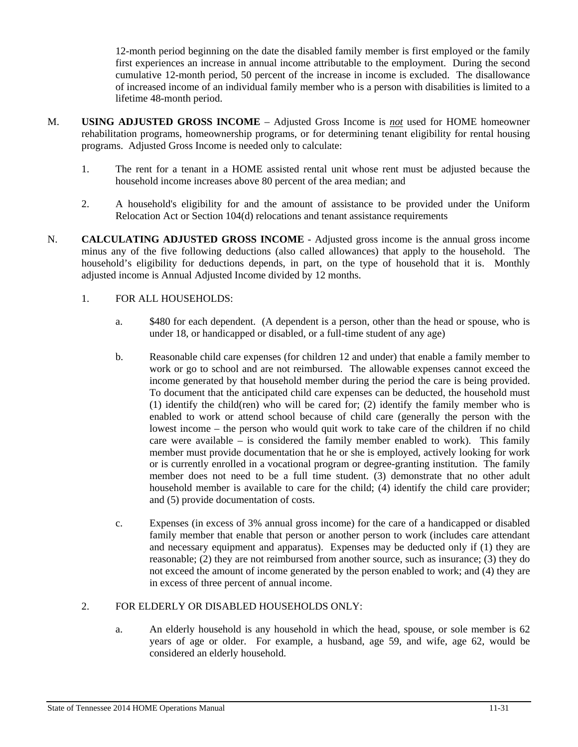12-month period beginning on the date the disabled family member is first employed or the family first experiences an increase in annual income attributable to the employment. During the second cumulative 12-month period, 50 percent of the increase in income is excluded. The disallowance of increased income of an individual family member who is a person with disabilities is limited to a lifetime 48-month period.

M. **USING ADJUSTED GROSS INCOME** – Adjusted Gross Income is ***not*** used for HOME homeowner rehabilitation programs, homeownership programs, or for determining tenant eligibility for rental housing programs. Adjusted Gross Income is needed only to calculate:

1. The rent for a tenant in a HOME assisted rental unit whose rent must be adjusted because the household income increases above 80 percent of the area median; and

2. A household's eligibility for and the amount of assistance to be provided under the Uniform Relocation Act or Section 104(d) relocations and tenant assistance requirements

N. **CALCULATING ADJUSTED GROSS INCOME** - Adjusted gross income is the annual gross income minus any of the five following deductions (also called allowances) that apply to the household. The household's eligibility for deductions depends, in part, on the type of household that it is. Monthly adjusted income is Annual Adjusted Income divided by 12 months.

1. FOR ALL HOUSEHOLDS:

   a. $480 for each dependent. (A dependent is a person, other than the head or spouse, who is under 18, or handicapped or disabled, or a full-time student of any age)

   b. Reasonable child care expenses (for children 12 and under) that enable a family member to work or go to school and are not reimbursed. The allowable expenses cannot exceed the income generated by that household member during the period the care is being provided. To document that the anticipated child care expenses can be deducted, the household must (1) identify the child(ren) who will be cared for; (2) identify the family member who is enabled to work or attend school because of child care (generally the person with the lowest income – the person who would quit work to take care of the children if no child care were available – is considered the family member enabled to work). This family member must provide documentation that he or she is employed, actively looking for work or is currently enrolled in a vocational program or degree-granting institution. The family member does not need to be a full time student. (3) demonstrate that no other adult household member is available to care for the child; (4) identify the child care provider; and (5) provide documentation of costs.

   c. Expenses (in excess of 3% annual gross income) for the care of a handicapped or disabled family member that enable that person or another person to work (includes care attendant and necessary equipment and apparatus). Expenses may be deducted only if (1) they are reasonable; (2) they are not reimbursed from another source, such as insurance; (3) they do not exceed the amount of income generated by the person enabled to work; and (4) they are in excess of three percent of annual income.

2. FOR ELDERLY OR DISABLED HOUSEHOLDS ONLY:

   a. An elderly household is any household in which the head, spouse, or sole member is 62 years of age or older. For example, a husband, age 59, and wife, age 62, would be considered an elderly household.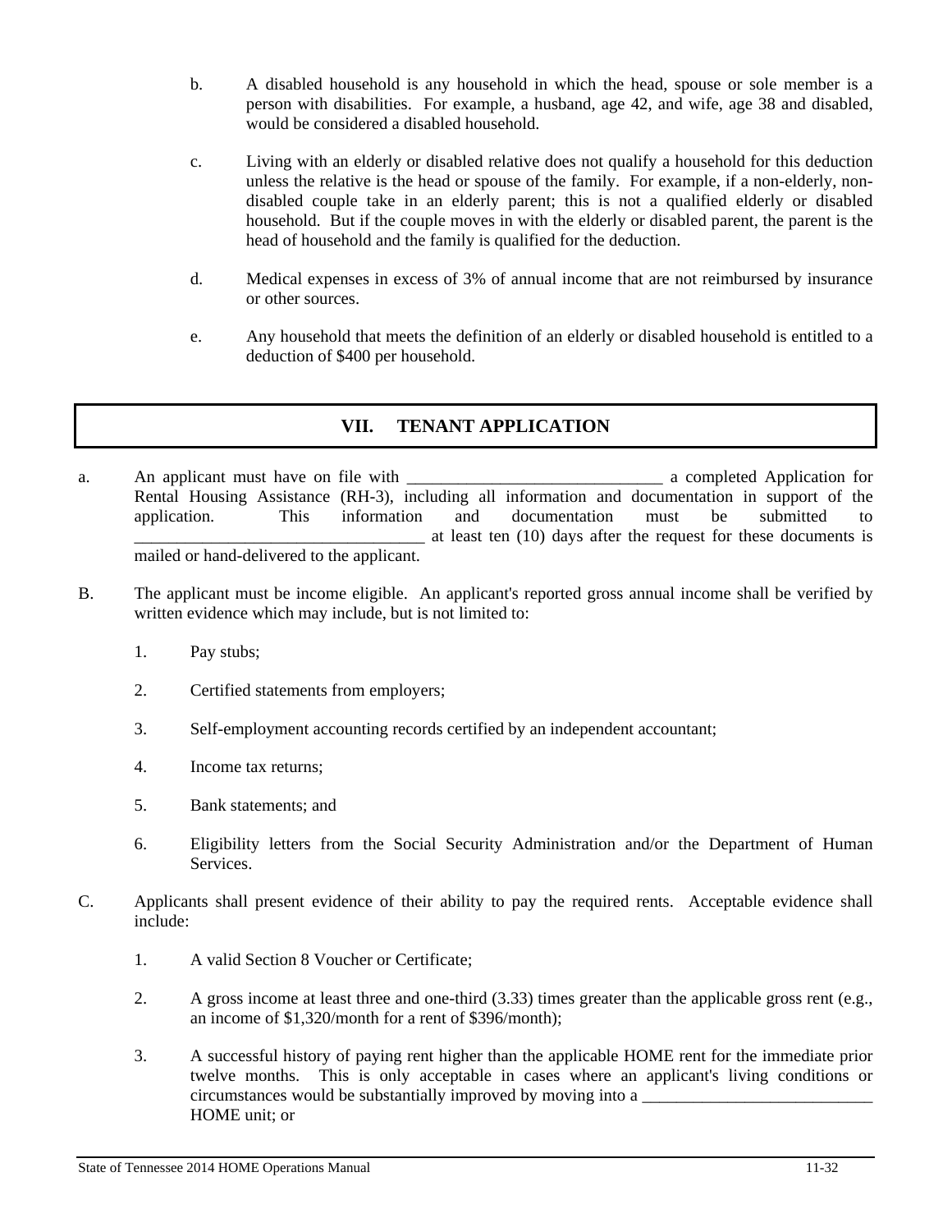b. A disabled household is any household in which the head, spouse or sole member is a person with disabilities. For example, a husband, age 42, and wife, age 38 and disabled, would be considered a disabled household.

c. Living with an elderly or disabled relative does not qualify a household for this deduction unless the relative is the head or spouse of the family. For example, if a non-elderly, non-disabled couple take in an elderly parent; this is not a qualified elderly or disabled household. But if the couple moves in with the elderly or disabled parent, the parent is the head of household and the family is qualified for the deduction.

d. Medical expenses in excess of 3% of annual income that are not reimbursed by insurance or other sources.

e. Any household that meets the definition of an elderly or disabled household is entitled to a deduction of $400 per household.

## VII. TENANT APPLICATION

a. An applicant must have on file with ______________________________ a completed Application for Rental Housing Assistance (RH-3), including all information and documentation in support of the application. This information and documentation must be submitted to __________________________________ at least ten (10) days after the request for these documents is mailed or hand-delivered to the applicant.

B. The applicant must be income eligible. An applicant's reported gross annual income shall be verified by written evidence which may include, but is not limited to:

1. Pay stubs;
2. Certified statements from employers;
3. Self-employment accounting records certified by an independent accountant;
4. Income tax returns;
5. Bank statements; and
6. Eligibility letters from the Social Security Administration and/or the Department of Human Services.

C. Applicants shall present evidence of their ability to pay the required rents. Acceptable evidence shall include:

1. A valid Section 8 Voucher or Certificate;
2. A gross income at least three and one-third (3.33) times greater than the applicable gross rent (e.g., an income of $1,320/month for a rent of $396/month);
3. A successful history of paying rent higher than the applicable HOME rent for the immediate prior twelve months. This is only acceptable in cases where an applicant's living conditions or circumstances would be substantially improved by moving into a ___________________________ HOME unit; or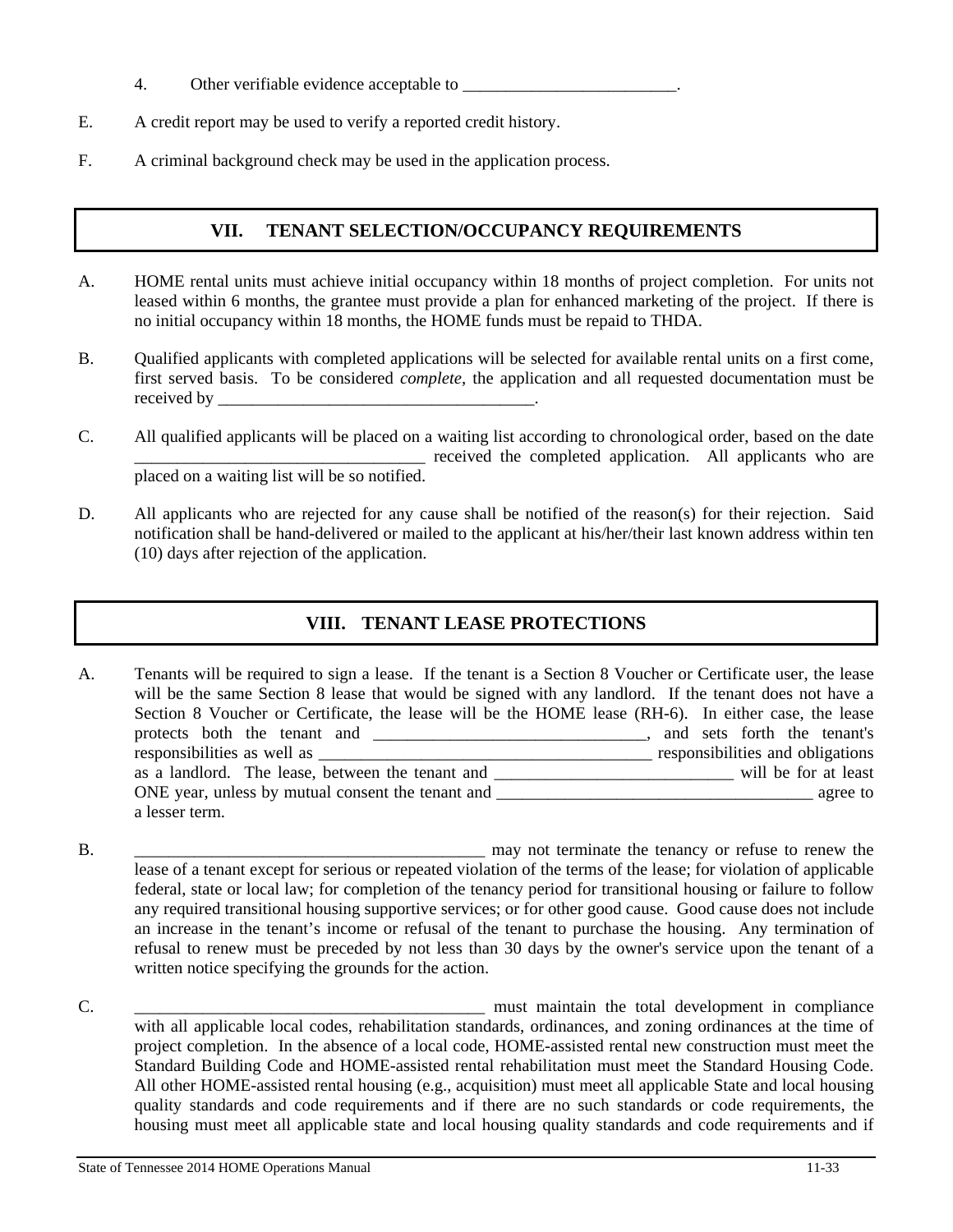4. Other verifiable evidence acceptable to _________________________.

E. A credit report may be used to verify a reported credit history.

F. A criminal background check may be used in the application process.

## VII. TENANT SELECTION/OCCUPANCY REQUIREMENTS

A. HOME rental units must achieve initial occupancy within 18 months of project completion. For units not leased within 6 months, the grantee must provide a plan for enhanced marketing of the project. If there is no initial occupancy within 18 months, the HOME funds must be repaid to THDA.

B. Qualified applicants with completed applications will be selected for available rental units on a first come, first served basis. To be considered *complete*, the application and all requested documentation must be received by _____________________________________.

C. All qualified applicants will be placed on a waiting list according to chronological order, based on the date __________________________________ received the completed application. All applicants who are placed on a waiting list will be so notified.

D. All applicants who are rejected for any cause shall be notified of the reason(s) for their rejection. Said notification shall be hand-delivered or mailed to the applicant at his/her/their last known address within ten (10) days after rejection of the application.

## VIII. TENANT LEASE PROTECTIONS

A. Tenants will be required to sign a lease. If the tenant is a Section 8 Voucher or Certificate user, the lease will be the same Section 8 lease that would be signed with any landlord. If the tenant does not have a Section 8 Voucher or Certificate, the lease will be the HOME lease (RH-6). In either case, the lease protects both the tenant and ________________________________, and sets forth the tenant's responsibilities as well as _______________________________________ responsibilities and obligations as a landlord. The lease, between the tenant and ____________________________ will be for at least ONE year, unless by mutual consent the tenant and _____________________________________ agree to a lesser term.

B. _________________________________________ may not terminate the tenancy or refuse to renew the lease of a tenant except for serious or repeated violation of the terms of the lease; for violation of applicable federal, state or local law; for completion of the tenancy period for transitional housing or failure to follow any required transitional housing supportive services; or for other good cause. Good cause does not include an increase in the tenant's income or refusal of the tenant to purchase the housing. Any termination of refusal to renew must be preceded by not less than 30 days by the owner's service upon the tenant of a written notice specifying the grounds for the action.

C. _________________________________________ must maintain the total development in compliance with all applicable local codes, rehabilitation standards, ordinances, and zoning ordinances at the time of project completion. In the absence of a local code, HOME-assisted rental new construction must meet the Standard Building Code and HOME-assisted rental rehabilitation must meet the Standard Housing Code. All other HOME-assisted rental housing (e.g., acquisition) must meet all applicable State and local housing quality standards and code requirements and if there are no such standards or code requirements, the housing must meet all applicable state and local housing quality standards and code requirements and if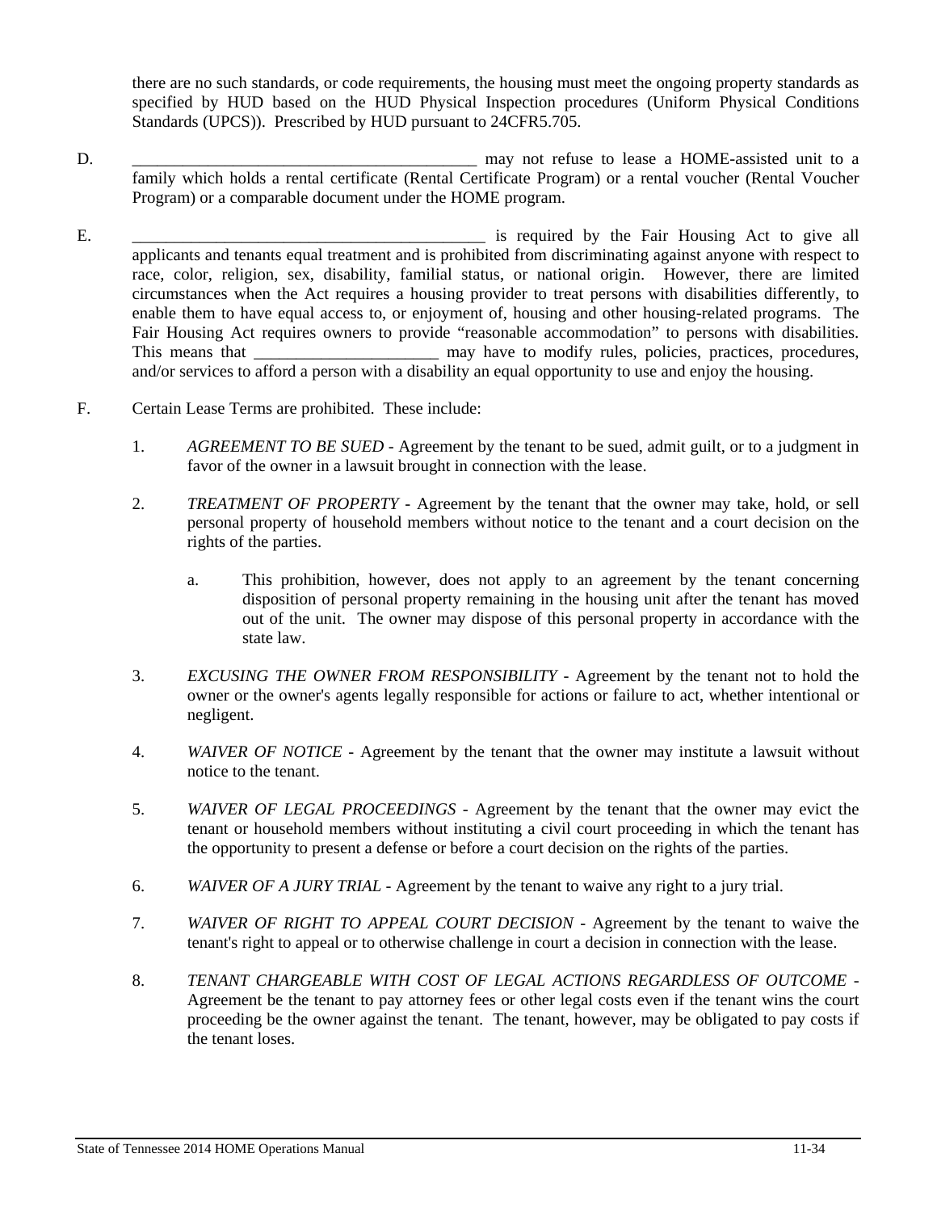there are no such standards, or code requirements, the housing must meet the ongoing property standards as specified by HUD based on the HUD Physical Inspection procedures (Uniform Physical Conditions Standards (UPCS)). Prescribed by HUD pursuant to 24CFR5.705.

D. __________________________________________ may not refuse to lease a HOME-assisted unit to a family which holds a rental certificate (Rental Certificate Program) or a rental voucher (Rental Voucher Program) or a comparable document under the HOME program.

E. ____________________________________________ is required by the Fair Housing Act to give all applicants and tenants equal treatment and is prohibited from discriminating against anyone with respect to race, color, religion, sex, disability, familial status, or national origin. However, there are limited circumstances when the Act requires a housing provider to treat persons with disabilities differently, to enable them to have equal access to, or enjoyment of, housing and other housing-related programs. The Fair Housing Act requires owners to provide "reasonable accommodation" to persons with disabilities. This means that ______________________ may have to modify rules, policies, practices, procedures, and/or services to afford a person with a disability an equal opportunity to use and enjoy the housing.

F. Certain Lease Terms are prohibited. These include:

1. *AGREEMENT TO BE SUED* - Agreement by the tenant to be sued, admit guilt, or to a judgment in favor of the owner in a lawsuit brought in connection with the lease.

2. *TREATMENT OF PROPERTY* - Agreement by the tenant that the owner may take, hold, or sell personal property of household members without notice to the tenant and a court decision on the rights of the parties.

   a. This prohibition, however, does not apply to an agreement by the tenant concerning disposition of personal property remaining in the housing unit after the tenant has moved out of the unit. The owner may dispose of this personal property in accordance with the state law.

3. *EXCUSING THE OWNER FROM RESPONSIBILITY* - Agreement by the tenant not to hold the owner or the owner's agents legally responsible for actions or failure to act, whether intentional or negligent.

4. *WAIVER OF NOTICE* - Agreement by the tenant that the owner may institute a lawsuit without notice to the tenant.

5. *WAIVER OF LEGAL PROCEEDINGS* - Agreement by the tenant that the owner may evict the tenant or household members without instituting a civil court proceeding in which the tenant has the opportunity to present a defense or before a court decision on the rights of the parties.

6. *WAIVER OF A JURY TRIAL* - Agreement by the tenant to waive any right to a jury trial.

7. *WAIVER OF RIGHT TO APPEAL COURT DECISION* - Agreement by the tenant to waive the tenant's right to appeal or to otherwise challenge in court a decision in connection with the lease.

8. *TENANT CHARGEABLE WITH COST OF LEGAL ACTIONS REGARDLESS OF OUTCOME* - Agreement be the tenant to pay attorney fees or other legal costs even if the tenant wins the court proceeding be the owner against the tenant. The tenant, however, may be obligated to pay costs if the tenant loses.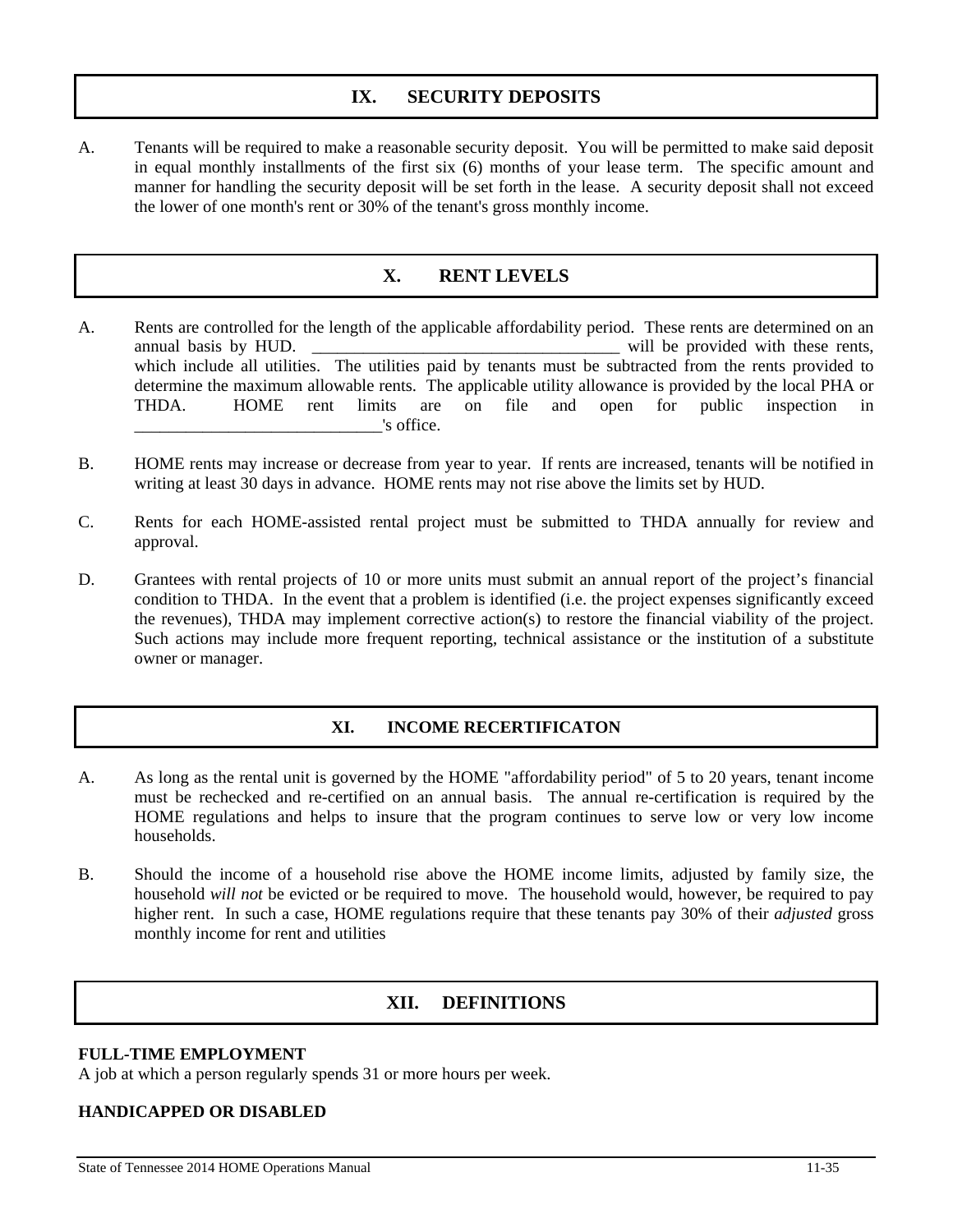## IX. SECURITY DEPOSITS

A. Tenants will be required to make a reasonable security deposit. You will be permitted to make said deposit in equal monthly installments of the first six (6) months of your lease term. The specific amount and manner for handling the security deposit will be set forth in the lease. A security deposit shall not exceed the lower of one month's rent or 30% of the tenant's gross monthly income.

## X. RENT LEVELS

A. Rents are controlled for the length of the applicable affordability period. These rents are determined on an annual basis by HUD. ____________________________________ will be provided with these rents, which include all utilities. The utilities paid by tenants must be subtracted from the rents provided to determine the maximum allowable rents. The applicable utility allowance is provided by the local PHA or THDA. HOME rent limits are on file and open for public inspection in _____________________________'s office.

B. HOME rents may increase or decrease from year to year. If rents are increased, tenants will be notified in writing at least 30 days in advance. HOME rents may not rise above the limits set by HUD.

C. Rents for each HOME-assisted rental project must be submitted to THDA annually for review and approval.

D. Grantees with rental projects of 10 or more units must submit an annual report of the project's financial condition to THDA. In the event that a problem is identified (i.e. the project expenses significantly exceed the revenues), THDA may implement corrective action(s) to restore the financial viability of the project. Such actions may include more frequent reporting, technical assistance or the institution of a substitute owner or manager.

## XI. INCOME RECERTIFICATON

A. As long as the rental unit is governed by the HOME "affordability period" of 5 to 20 years, tenant income must be rechecked and re-certified on an annual basis. The annual re-certification is required by the HOME regulations and helps to insure that the program continues to serve low or very low income households.

B. Should the income of a household rise above the HOME income limits, adjusted by family size, the household *will not* be evicted or be required to move. The household would, however, be required to pay higher rent. In such a case, HOME regulations require that these tenants pay 30% of their *adjusted* gross monthly income for rent and utilities

## XII. DEFINITIONS

**FULL-TIME EMPLOYMENT**
A job at which a person regularly spends 31 or more hours per week.

**HANDICAPPED OR DISABLED**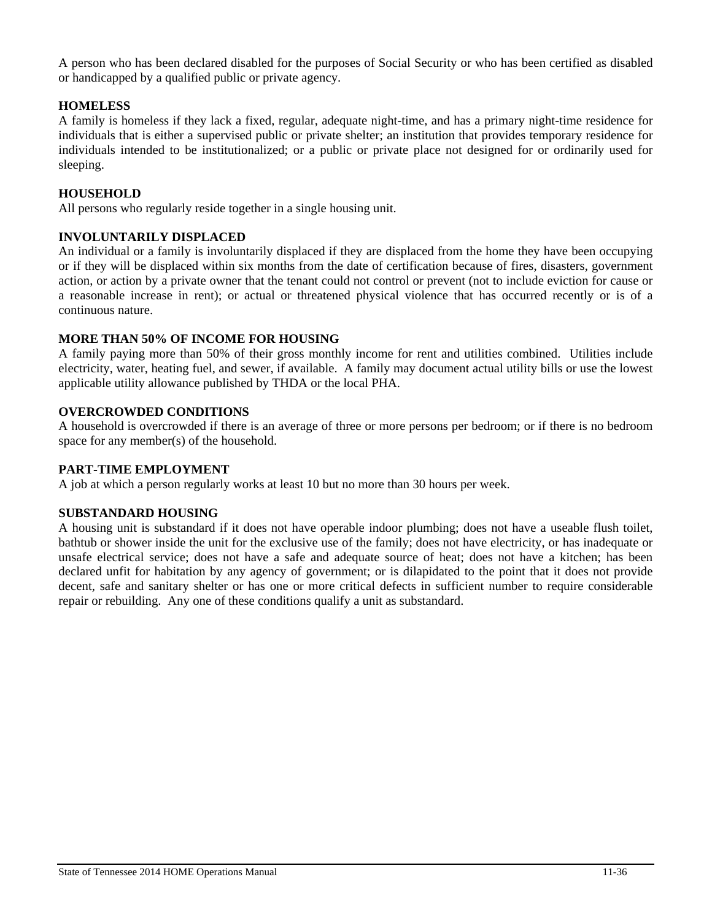A person who has been declared disabled for the purposes of Social Security or who has been certified as disabled or handicapped by a qualified public or private agency.

**HOMELESS**
A family is homeless if they lack a fixed, regular, adequate night-time, and has a primary night-time residence for individuals that is either a supervised public or private shelter; an institution that provides temporary residence for individuals intended to be institutionalized; or a public or private place not designed for or ordinarily used for sleeping.

**HOUSEHOLD**
All persons who regularly reside together in a single housing unit.

**INVOLUNTARILY DISPLACED**
An individual or a family is involuntarily displaced if they are displaced from the home they have been occupying or if they will be displaced within six months from the date of certification because of fires, disasters, government action, or action by a private owner that the tenant could not control or prevent (not to include eviction for cause or a reasonable increase in rent); or actual or threatened physical violence that has occurred recently or is of a continuous nature.

**MORE THAN 50% OF INCOME FOR HOUSING**
A family paying more than 50% of their gross monthly income for rent and utilities combined. Utilities include electricity, water, heating fuel, and sewer, if available. A family may document actual utility bills or use the lowest applicable utility allowance published by THDA or the local PHA.

**OVERCROWDED CONDITIONS**
A household is overcrowded if there is an average of three or more persons per bedroom; or if there is no bedroom space for any member(s) of the household.

**PART-TIME EMPLOYMENT**
A job at which a person regularly works at least 10 but no more than 30 hours per week.

**SUBSTANDARD HOUSING**
A housing unit is substandard if it does not have operable indoor plumbing; does not have a useable flush toilet, bathtub or shower inside the unit for the exclusive use of the family; does not have electricity, or has inadequate or unsafe electrical service; does not have a safe and adequate source of heat; does not have a kitchen; has been declared unfit for habitation by any agency of government; or is dilapidated to the point that it does not provide decent, safe and sanitary shelter or has one or more critical defects in sufficient number to require considerable repair or rebuilding. Any one of these conditions qualify a unit as substandard.